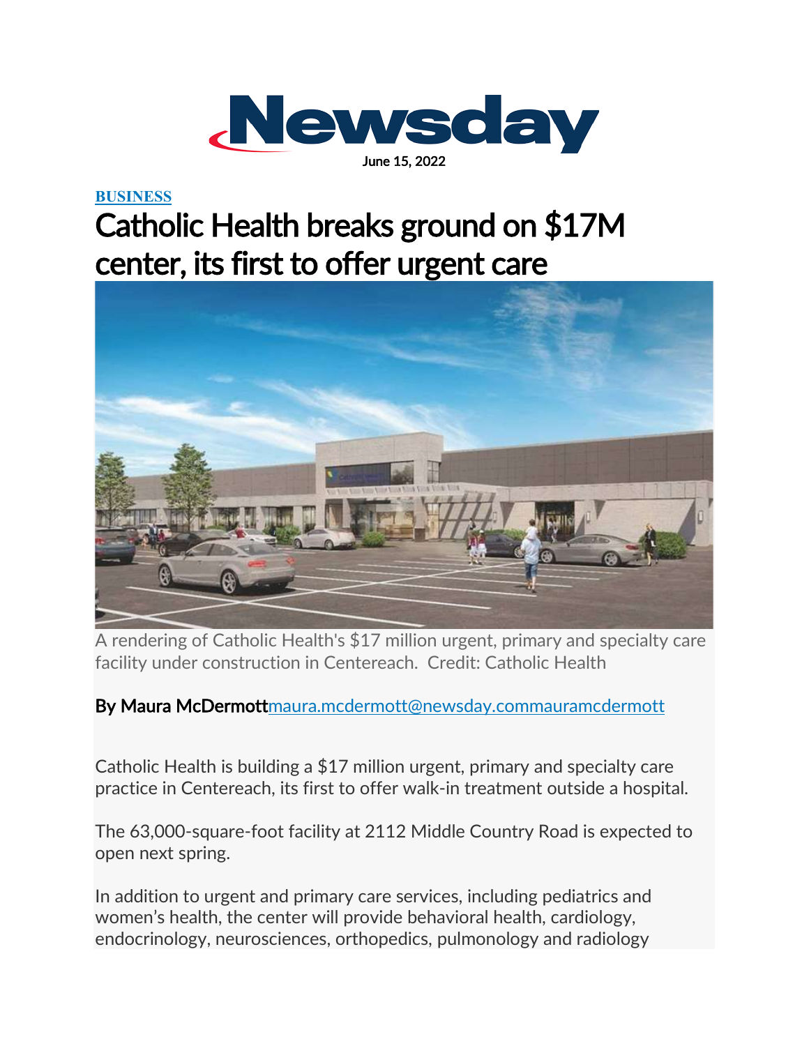# Newsday

June 15, 2022

**BUSINESS**

# Catholic Health breaks ground on $17M center, its first to offer urgent care

A rendering of Catholic Health's $17 million urgent, primary and specialty care facility under construction in Centereach. Credit: Catholic Health

**By Maura McDermott** maura.mcdermott@newsday.com mauramcdermott

Catholic Health is building a $17 million urgent, primary and specialty care practice in Centereach, its first to offer walk-in treatment outside a hospital.

The 63,000-square-foot facility at 2112 Middle Country Road is expected to open next spring.

In addition to urgent and primary care services, including pediatrics and women's health, the center will provide behavioral health, cardiology, endocrinology, neurosciences, orthopedics, pulmonology and radiology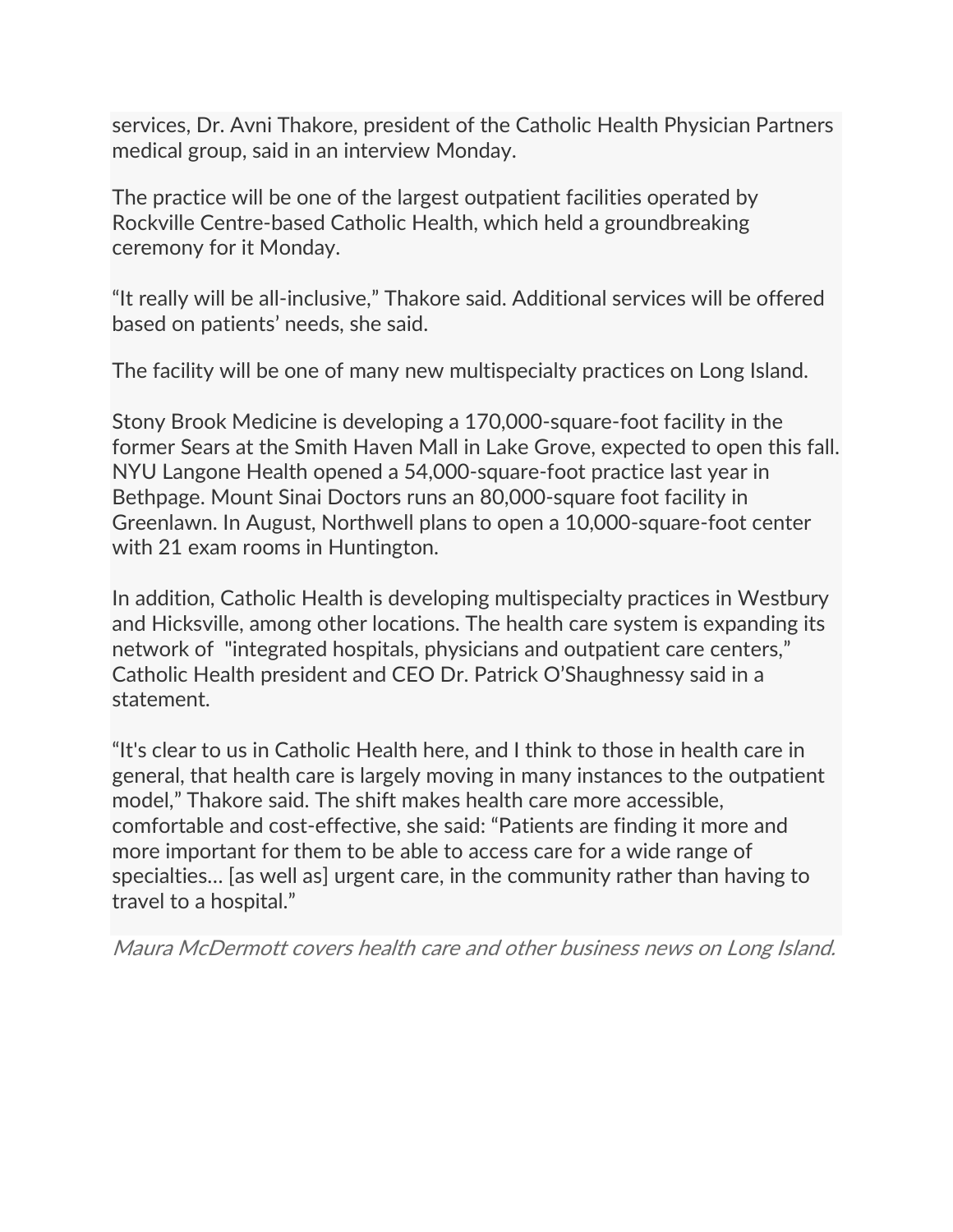services, Dr. Avni Thakore, president of the Catholic Health Physician Partners medical group, said in an interview Monday.

The practice will be one of the largest outpatient facilities operated by Rockville Centre-based Catholic Health, which held a groundbreaking ceremony for it Monday.

“It really will be all-inclusive,” Thakore said. Additional services will be offered based on patients’ needs, she said.

The facility will be one of many new multispecialty practices on Long Island.

Stony Brook Medicine is developing a 170,000-square-foot facility in the former Sears at the Smith Haven Mall in Lake Grove, expected to open this fall. NYU Langone Health opened a 54,000-square-foot practice last year in Bethpage. Mount Sinai Doctors runs an 80,000-square foot facility in Greenlawn. In August, Northwell plans to open a 10,000-square-foot center with 21 exam rooms in Huntington.

In addition, Catholic Health is developing multispecialty practices in Westbury and Hicksville, among other locations. The health care system is expanding its network of "integrated hospitals, physicians and outpatient care centers,” Catholic Health president and CEO Dr. Patrick O’Shaughnessy said in a statement.

“It's clear to us in Catholic Health here, and I think to those in health care in general, that health care is largely moving in many instances to the outpatient model,” Thakore said. The shift makes health care more accessible, comfortable and cost-effective, she said: “Patients are finding it more and more important for them to be able to access care for a wide range of specialties… [as well as] urgent care, in the community rather than having to travel to a hospital.”

*Maura McDermott covers health care and other business news on Long Island.*